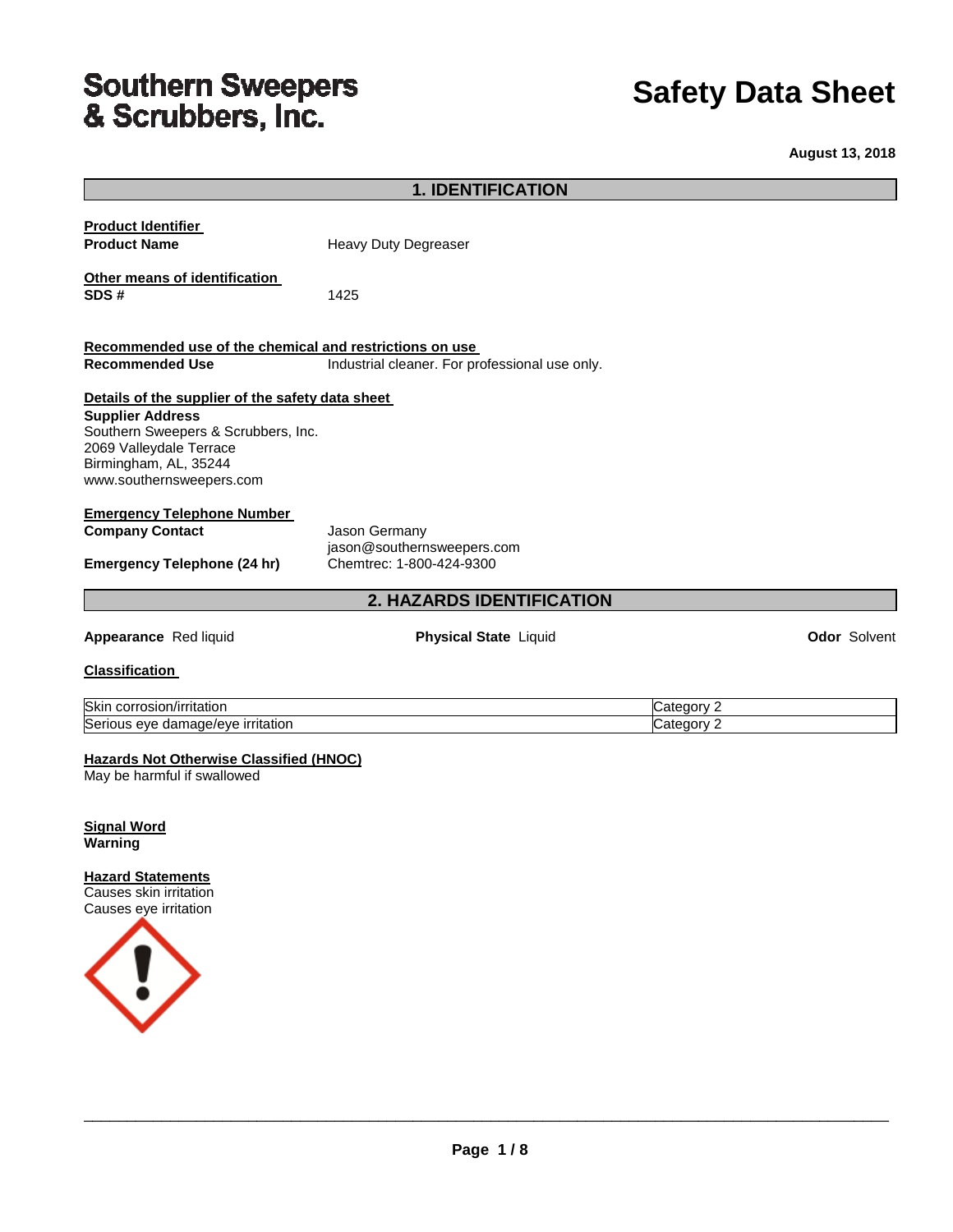# Southern Sweepers & Scrubbers, Inc.

# Safety Data Sheet

**August 13, 2018**

## 1. IDENTIFICATION

**Product Identifier**

**Product Name** Heavy Duty Degreaser

**Other means of identification**

**SDS #** 1425

**Recommended use of the chemical and restrictions on use**

**Recommended Use** Industrial cleaner. For professional use only.

**Details of the supplier of the safety data sheet**

**Supplier Address**
Southern Sweepers & Scrubbers, Inc.
2069 Valleydale Terrace
Birmingham, AL, 35244
www.southernsweepers.com

**Emergency Telephone Number**

**Company Contact** Jason Germany
jason@southernsweepers.com

**Emergency Telephone (24 hr)** Chemtrec: 1-800-424-9300

## 2. HAZARDS IDENTIFICATION

**Appearance** Red liquid **Physical State** Liquid **Odor** Solvent

**Classification**

| Hazard | Category |
|---|---|
| Skin corrosion/irritation | Category 2 |
| Serious eye damage/eye irritation | Category 2 |

**Hazards Not Otherwise Classified (HNOC)**

May be harmful if swallowed

**Signal Word**

**Warning**

**Hazard Statements**

Causes skin irritation
Causes eye irritation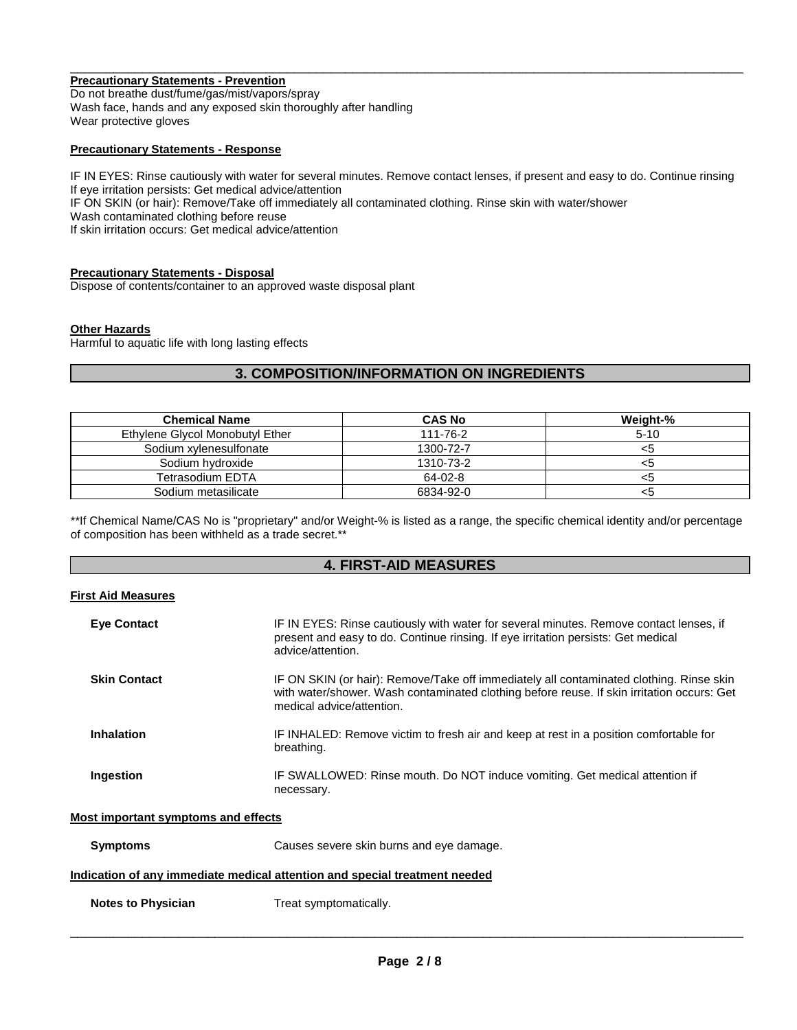**Precautionary Statements - Prevention**

Do not breathe dust/fume/gas/mist/vapors/spray
Wash face, hands and any exposed skin thoroughly after handling
Wear protective gloves

**Precautionary Statements - Response**

IF IN EYES: Rinse cautiously with water for several minutes. Remove contact lenses, if present and easy to do. Continue rinsing
If eye irritation persists: Get medical advice/attention
IF ON SKIN (or hair): Remove/Take off immediately all contaminated clothing. Rinse skin with water/shower
Wash contaminated clothing before reuse
If skin irritation occurs: Get medical advice/attention

**Precautionary Statements - Disposal**

Dispose of contents/container to an approved waste disposal plant

**Other Hazards**

Harmful to aquatic life with long lasting effects

## 3. COMPOSITION/INFORMATION ON INGREDIENTS

| Chemical Name | CAS No | Weight-% |
|---|---|---|
| Ethylene Glycol Monobutyl Ether | 111-76-2 | 5-10 |
| Sodium xylenesulfonate | 1300-72-7 | <5 |
| Sodium hydroxide | 1310-73-2 | <5 |
| Tetrasodium EDTA | 64-02-8 | <5 |
| Sodium metasilicate | 6834-92-0 | <5 |

**If Chemical Name/CAS No is "proprietary" and/or Weight-% is listed as a range, the specific chemical identity and/or percentage of composition has been withheld as a trade secret.**

## 4. FIRST-AID MEASURES

**First Aid Measures**

**Eye Contact** — IF IN EYES: Rinse cautiously with water for several minutes. Remove contact lenses, if present and easy to do. Continue rinsing. If eye irritation persists: Get medical advice/attention.

**Skin Contact** — IF ON SKIN (or hair): Remove/Take off immediately all contaminated clothing. Rinse skin with water/shower. Wash contaminated clothing before reuse. If skin irritation occurs: Get medical advice/attention.

**Inhalation** — IF INHALED: Remove victim to fresh air and keep at rest in a position comfortable for breathing.

**Ingestion** — IF SWALLOWED: Rinse mouth. Do NOT induce vomiting. Get medical attention if necessary.

**Most important symptoms and effects**

**Symptoms** — Causes severe skin burns and eye damage.

**Indication of any immediate medical attention and special treatment needed**

**Notes to Physician** — Treat symptomatically.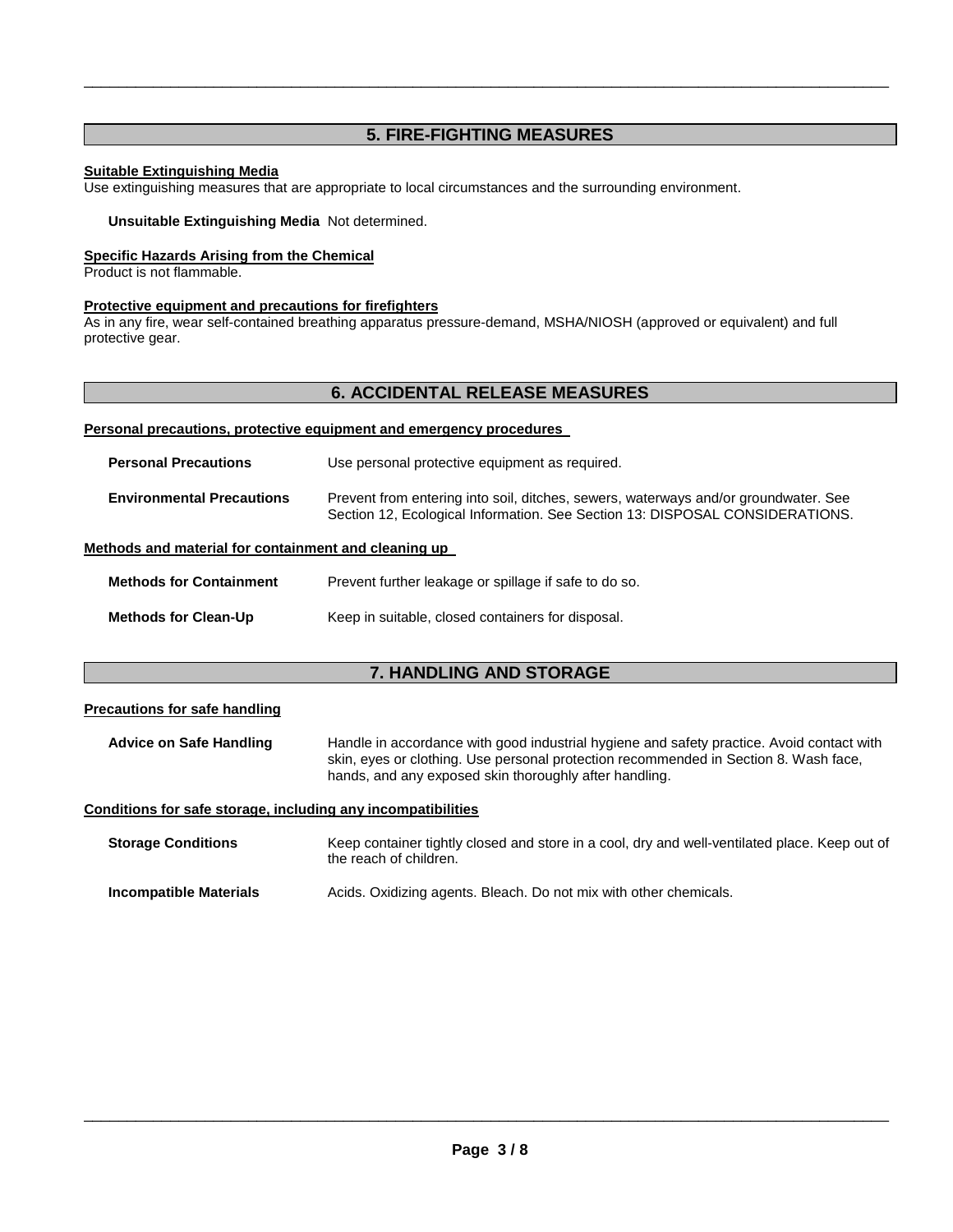## 5. FIRE-FIGHTING MEASURES

**Suitable Extinguishing Media**
Use extinguishing measures that are appropriate to local circumstances and the surrounding environment.

**Unsuitable Extinguishing Media** Not determined.

**Specific Hazards Arising from the Chemical**
Product is not flammable.

**Protective equipment and precautions for firefighters**
As in any fire, wear self-contained breathing apparatus pressure-demand, MSHA/NIOSH (approved or equivalent) and full protective gear.

## 6. ACCIDENTAL RELEASE MEASURES

**Personal precautions, protective equipment and emergency procedures**

**Personal Precautions** Use personal protective equipment as required.

**Environmental Precautions** Prevent from entering into soil, ditches, sewers, waterways and/or groundwater. See Section 12, Ecological Information. See Section 13: DISPOSAL CONSIDERATIONS.

**Methods and material for containment and cleaning up**

**Methods for Containment** Prevent further leakage or spillage if safe to do so.

**Methods for Clean-Up** Keep in suitable, closed containers for disposal.

## 7. HANDLING AND STORAGE

**Precautions for safe handling**

**Advice on Safe Handling** Handle in accordance with good industrial hygiene and safety practice. Avoid contact with skin, eyes or clothing. Use personal protection recommended in Section 8. Wash face, hands, and any exposed skin thoroughly after handling.

**Conditions for safe storage, including any incompatibilities**

**Storage Conditions** Keep container tightly closed and store in a cool, dry and well-ventilated place. Keep out of the reach of children.

**Incompatible Materials** Acids. Oxidizing agents. Bleach. Do not mix with other chemicals.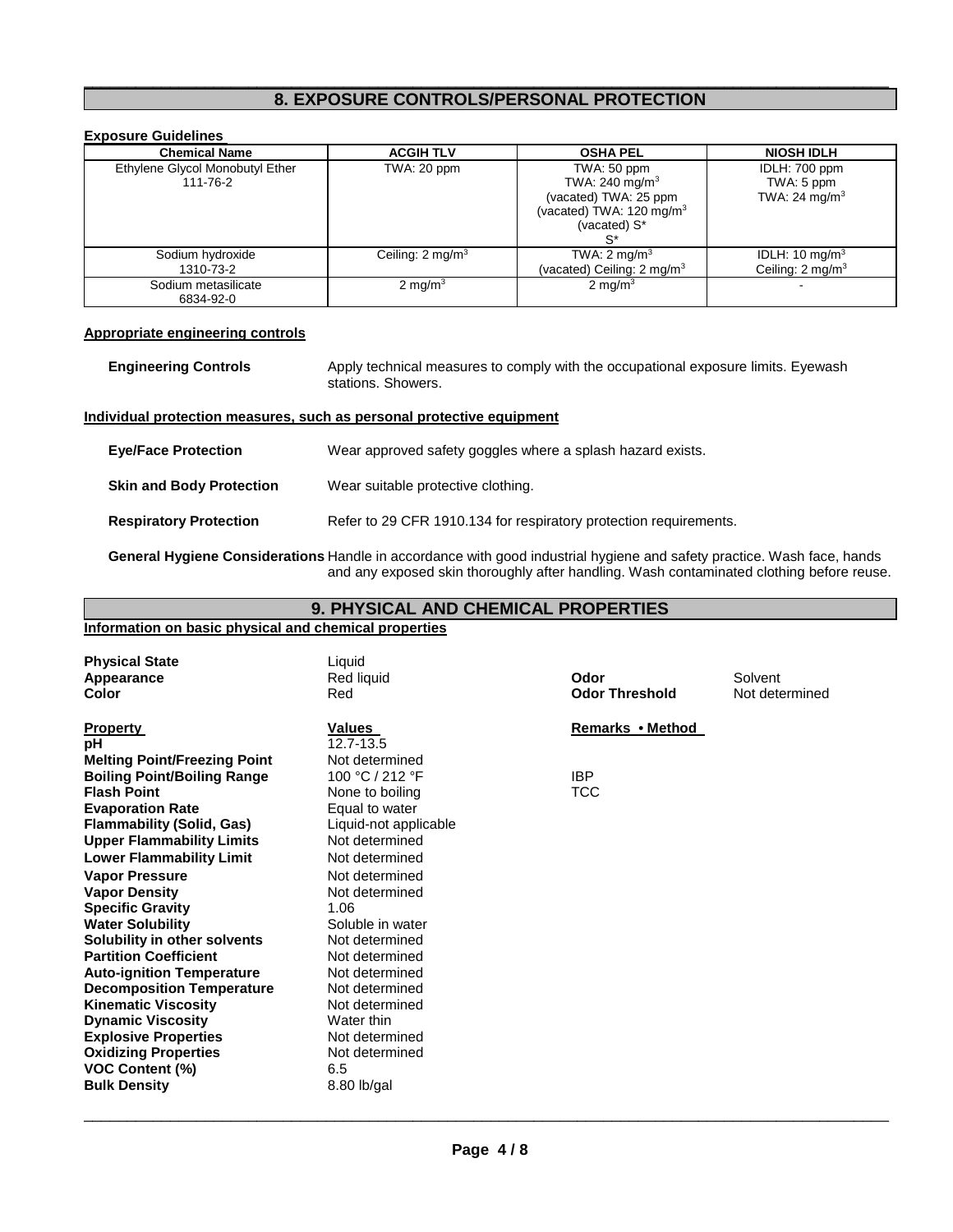## 8. EXPOSURE CONTROLS/PERSONAL PROTECTION

**Exposure Guidelines**

| Chemical Name | ACGIH TLV | OSHA PEL | NIOSH IDLH |
|---|---|---|---|
| Ethylene Glycol Monobutyl Ether<br>111-76-2 | TWA: 20 ppm | TWA: 50 ppm<br>TWA: 240 $mg/m^3$<br>(vacated) TWA: 25 ppm<br>(vacated) TWA: 120 $mg/m^3$<br>(vacated) S*<br>S* | IDLH: 700 ppm<br>TWA: 5 ppm<br>TWA: 24 $mg/m^3$ |
| Sodium hydroxide<br>1310-73-2 | Ceiling: 2 $mg/m^3$ | TWA: 2 $mg/m^3$<br>(vacated) Ceiling: 2 $mg/m^3$ | IDLH: 10 $mg/m^3$<br>Ceiling: 2 $mg/m^3$ |
| Sodium metasilicate<br>6834-92-0 | 2 $mg/m^3$ | 2 $mg/m^3$ | - |

**Appropriate engineering controls**

**Engineering Controls** Apply technical measures to comply with the occupational exposure limits. Eyewash stations. Showers.

**Individual protection measures, such as personal protective equipment**

**Eye/Face Protection** Wear approved safety goggles where a splash hazard exists.

**Skin and Body Protection** Wear suitable protective clothing.

**Respiratory Protection** Refer to 29 CFR 1910.134 for respiratory protection requirements.

**General Hygiene Considerations** Handle in accordance with good industrial hygiene and safety practice. Wash face, hands and any exposed skin thoroughly after handling. Wash contaminated clothing before reuse.

## 9. PHYSICAL AND CHEMICAL PROPERTIES

**Information on basic physical and chemical properties**

**Physical State** Liquid
**Appearance** Red liquid
**Color** Red
**Odor** Solvent
**Odor Threshold** Not determined

| Property | Values | Remarks • Method |
|---|---|---|
| **pH** | 12.7-13.5 | |
| **Melting Point/Freezing Point** | Not determined | |
| **Boiling Point/Boiling Range** | 100 °C / 212 °F | IBP |
| **Flash Point** | None to boiling | TCC |
| **Evaporation Rate** | Equal to water | |
| **Flammability (Solid, Gas)** | Liquid-not applicable | |
| **Upper Flammability Limits** | Not determined | |
| **Lower Flammability Limit** | Not determined | |
| **Vapor Pressure** | Not determined | |
| **Vapor Density** | Not determined | |
| **Specific Gravity** | 1.06 | |
| **Water Solubility** | Soluble in water | |
| **Solubility in other solvents** | Not determined | |
| **Partition Coefficient** | Not determined | |
| **Auto-ignition Temperature** | Not determined | |
| **Decomposition Temperature** | Not determined | |
| **Kinematic Viscosity** | Not determined | |
| **Dynamic Viscosity** | Water thin | |
| **Explosive Properties** | Not determined | |
| **Oxidizing Properties** | Not determined | |
| **VOC Content (%)** | 6.5 | |
| **Bulk Density** | 8.80 lb/gal | |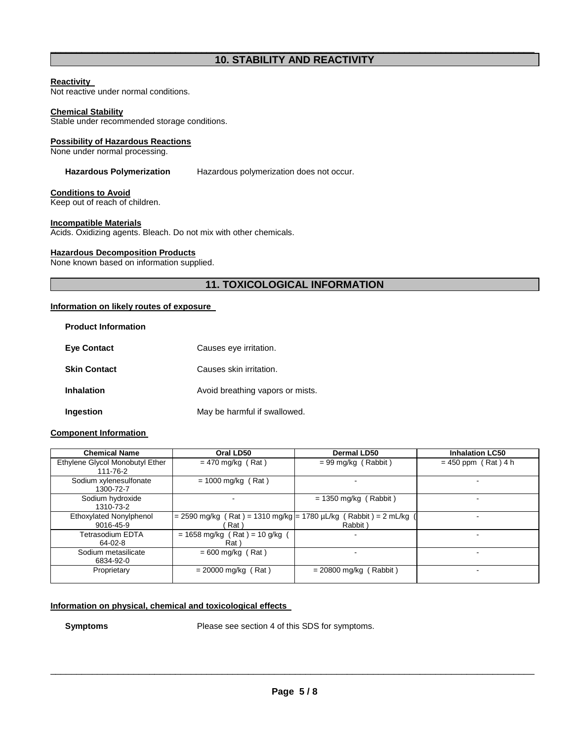## 10. STABILITY AND REACTIVITY

**Reactivity**
Not reactive under normal conditions.

**Chemical Stability**
Stable under recommended storage conditions.

**Possibility of Hazardous Reactions**
None under normal processing.

**Hazardous Polymerization** Hazardous polymerization does not occur.

**Conditions to Avoid**
Keep out of reach of children.

**Incompatible Materials**
Acids. Oxidizing agents. Bleach. Do not mix with other chemicals.

**Hazardous Decomposition Products**
None known based on information supplied.

## 11. TOXICOLOGICAL INFORMATION

**Information on likely routes of exposure**

**Product Information**

**Eye Contact** Causes eye irritation.

**Skin Contact** Causes skin irritation.

**Inhalation** Avoid breathing vapors or mists.

**Ingestion** May be harmful if swallowed.

**Component Information**

| Chemical Name | Oral LD50 | Dermal LD50 | Inhalation LC50 |
|---|---|---|---|
| Ethylene Glycol Monobutyl Ether 111-76-2 | = 470 mg/kg ( Rat ) | = 99 mg/kg ( Rabbit ) | = 450 ppm ( Rat ) 4 h |
| Sodium xylenesulfonate 1300-72-7 | = 1000 mg/kg ( Rat ) | - | - |
| Sodium hydroxide 1310-73-2 | - | = 1350 mg/kg ( Rabbit ) | - |
| Ethoxylated Nonylphenol 9016-45-9 | = 2590 mg/kg ( Rat ) = 1310 mg/kg ( Rat ) | = 1780 µL/kg ( Rabbit ) = 2 mL/kg ( Rabbit ) | - |
| Tetrasodium EDTA 64-02-8 | = 1658 mg/kg ( Rat ) = 10 g/kg ( Rat ) | - | - |
| Sodium metasilicate 6834-92-0 | = 600 mg/kg ( Rat ) | - | - |
| Proprietary | = 20000 mg/kg ( Rat ) | = 20800 mg/kg ( Rabbit ) | - |

**Information on physical, chemical and toxicological effects**

**Symptoms** Please see section 4 of this SDS for symptoms.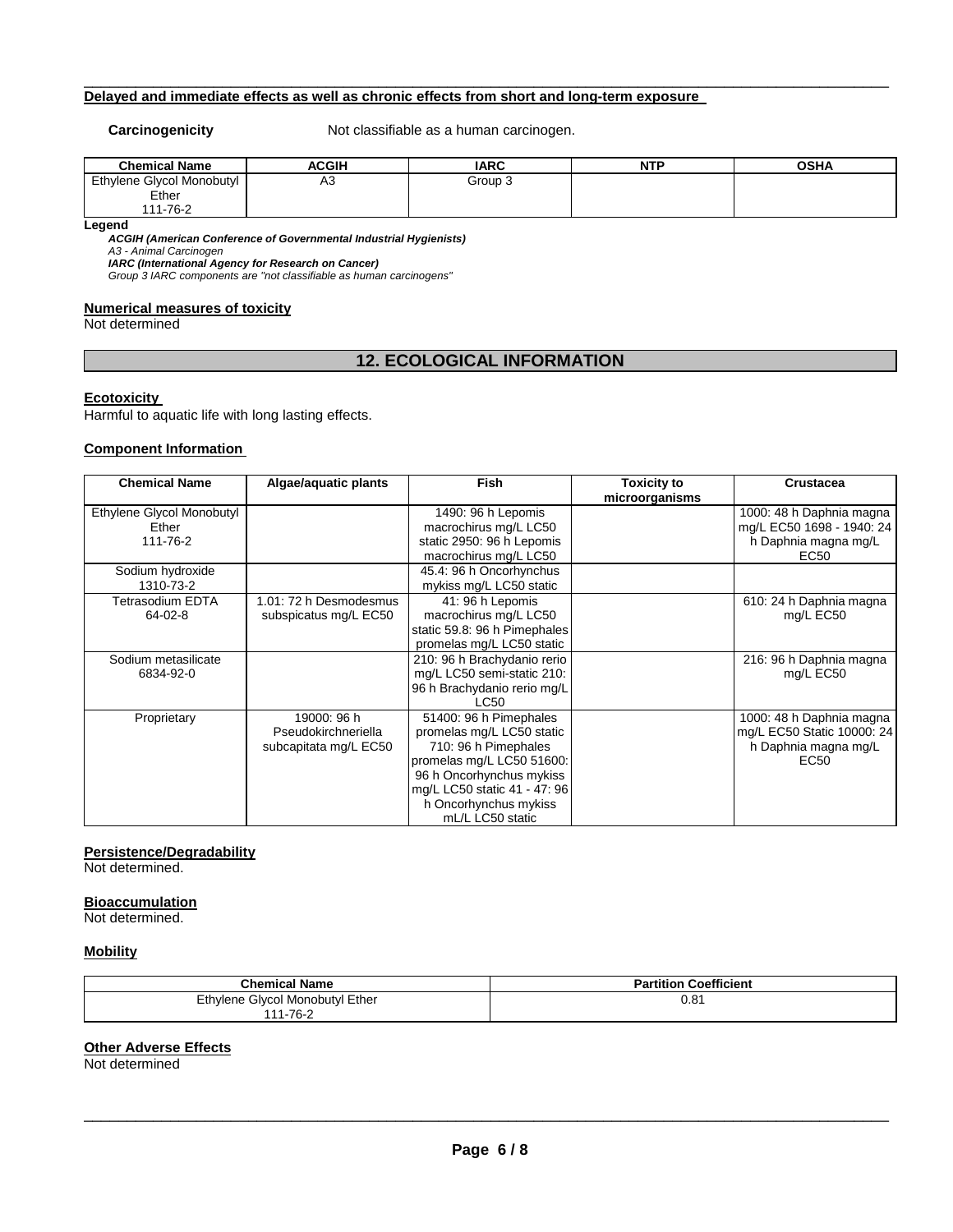**Delayed and immediate effects as well as chronic effects from short and long-term exposure**

**Carcinogenicity** Not classifiable as a human carcinogen.

| Chemical Name | ACGIH | IARC | NTP | OSHA |
|---|---|---|---|---|
| Ethylene Glycol Monobutyl Ether 111-76-2 | A3 | Group 3 | | |

**Legend**

***ACGIH (American Conference of Governmental Industrial Hygienists)***
*A3 - Animal Carcinogen*
***IARC (International Agency for Research on Cancer)***
*Group 3 IARC components are "not classifiable as human carcinogens"*

**Numerical measures of toxicity**
Not determined

## 12. ECOLOGICAL INFORMATION

**Ecotoxicity**
Harmful to aquatic life with long lasting effects.

**Component Information**

| Chemical Name | Algae/aquatic plants | Fish | Toxicity to microorganisms | Crustacea |
|---|---|---|---|---|
| Ethylene Glycol Monobutyl Ether 111-76-2 | | 1490: 96 h Lepomis macrochirus mg/L LC50 static 2950: 96 h Lepomis macrochirus mg/L LC50 | | 1000: 48 h Daphnia magna mg/L EC50 1698 - 1940: 24 h Daphnia magna mg/L EC50 |
| Sodium hydroxide 1310-73-2 | | 45.4: 96 h Oncorhynchus mykiss mg/L LC50 static | | |
| Tetrasodium EDTA 64-02-8 | 1.01: 72 h Desmodesmus subspicatus mg/L EC50 | 41: 96 h Lepomis macrochirus mg/L LC50 static 59.8: 96 h Pimephales promelas mg/L LC50 static | | 610: 24 h Daphnia magna mg/L EC50 |
| Sodium metasilicate 6834-92-0 | | 210: 96 h Brachydanio rerio mg/L LC50 semi-static 210: 96 h Brachydanio rerio mg/L LC50 | | 216: 96 h Daphnia magna mg/L EC50 |
| Proprietary | 19000: 96 h Pseudokirchneriella subcapitata mg/L EC50 | 51400: 96 h Pimephales promelas mg/L LC50 static 710: 96 h Pimephales promelas mg/L LC50 51600: 96 h Oncorhynchus mykiss mg/L LC50 static 41 - 47: 96 h Oncorhynchus mykiss mL/L LC50 static | | 1000: 48 h Daphnia magna mg/L EC50 Static 10000: 24 h Daphnia magna mg/L EC50 |

**Persistence/Degradability**
Not determined.

**Bioaccumulation**
Not determined.

**Mobility**

| Chemical Name | Partition Coefficient |
|---|---|
| Ethylene Glycol Monobutyl Ether 111-76-2 | 0.81 |

**Other Adverse Effects**
Not determined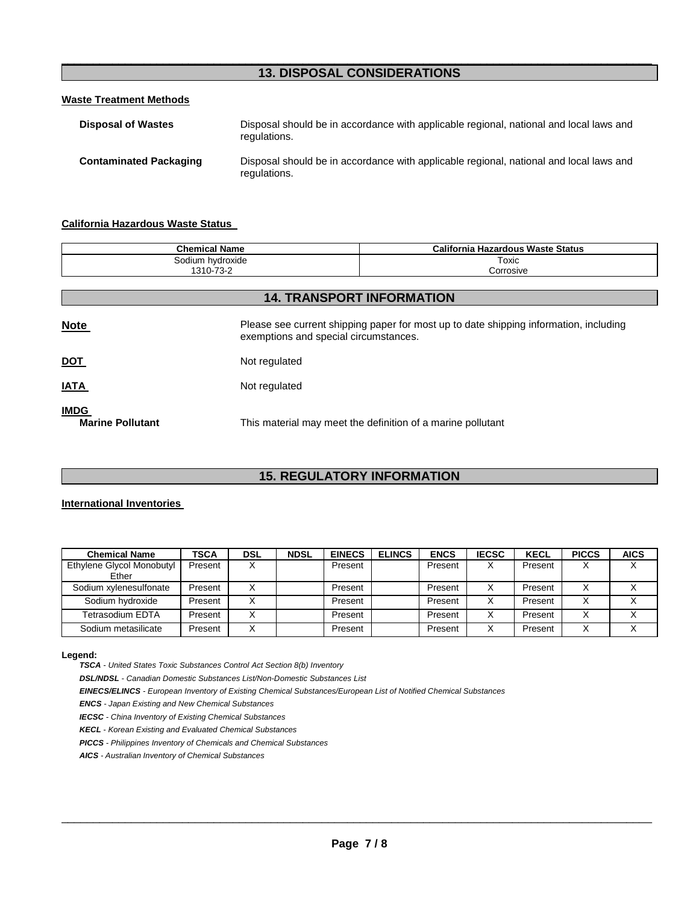## 13. DISPOSAL CONSIDERATIONS

**Waste Treatment Methods**

**Disposal of Wastes** Disposal should be in accordance with applicable regional, national and local laws and regulations.

**Contaminated Packaging** Disposal should be in accordance with applicable regional, national and local laws and regulations.

**California Hazardous Waste Status**

| Chemical Name | California Hazardous Waste Status |
|---|---|
| Sodium hydroxide<br>1310-73-2 | Toxic<br>Corrosive |

## 14. TRANSPORT INFORMATION

**Note** Please see current shipping paper for most up to date shipping information, including exemptions and special circumstances.

**DOT** Not regulated

**IATA** Not regulated

**IMDG**

**Marine Pollutant** This material may meet the definition of a marine pollutant

## 15. REGULATORY INFORMATION

**International Inventories**

| Chemical Name | TSCA | DSL | NDSL | EINECS | ELINCS | ENCS | IECSC | KECL | PICCS | AICS |
|---|---|---|---|---|---|---|---|---|---|---|
| Ethylene Glycol Monobutyl Ether | Present | X | | Present | | Present | X | Present | X | X |
| Sodium xylenesulfonate | Present | X | | Present | | Present | X | Present | X | X |
| Sodium hydroxide | Present | X | | Present | | Present | X | Present | X | X |
| Tetrasodium EDTA | Present | X | | Present | | Present | X | Present | X | X |
| Sodium metasilicate | Present | X | | Present | | Present | X | Present | X | X |

**Legend:**

***TSCA*** *- United States Toxic Substances Control Act Section 8(b) Inventory*

***DSL/NDSL*** *- Canadian Domestic Substances List/Non-Domestic Substances List*

***EINECS/ELINCS*** *- European Inventory of Existing Chemical Substances/European List of Notified Chemical Substances*

***ENCS*** *- Japan Existing and New Chemical Substances*

***IECSC*** *- China Inventory of Existing Chemical Substances*

***KECL*** *- Korean Existing and Evaluated Chemical Substances*

***PICCS*** *- Philippines Inventory of Chemicals and Chemical Substances*

***AICS*** *- Australian Inventory of Chemical Substances*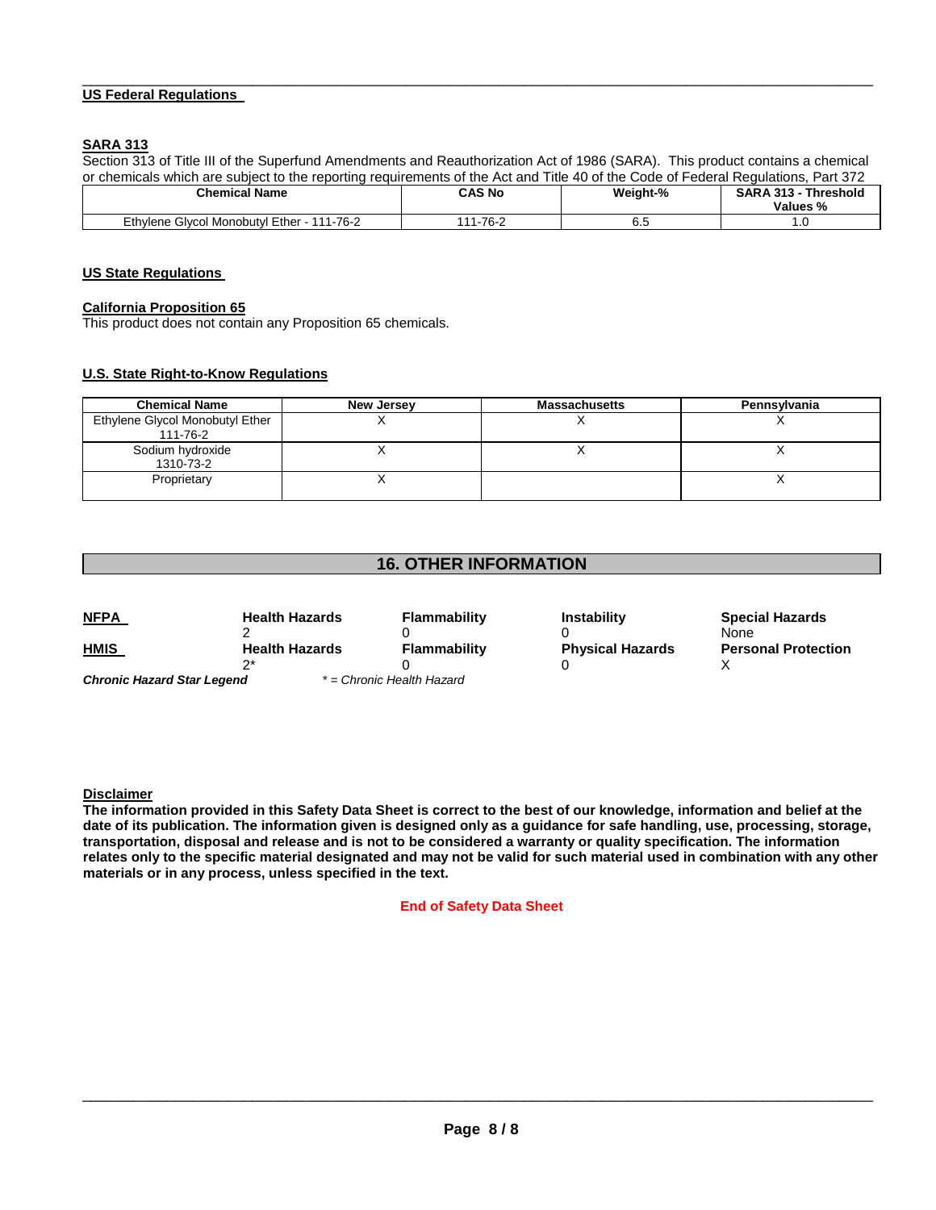## US Federal Regulations

### SARA 313

Section 313 of Title III of the Superfund Amendments and Reauthorization Act of 1986 (SARA). This product contains a chemical or chemicals which are subject to the reporting requirements of the Act and Title 40 of the Code of Federal Regulations, Part 372

| Chemical Name | CAS No | Weight-% | SARA 313 - Threshold Values % |
|---|---|---|---|
| Ethylene Glycol Monobutyl Ether - 111-76-2 | 111-76-2 | 6.5 | 1.0 |

## US State Regulations

### California Proposition 65

This product does not contain any Proposition 65 chemicals.

### U.S. State Right-to-Know Regulations

| Chemical Name | New Jersey | Massachusetts | Pennsylvania |
|---|---|---|---|
| Ethylene Glycol Monobutyl Ether 111-76-2 | X | X | X |
| Sodium hydroxide 1310-73-2 | X | X | X |
| Proprietary | X | | X |

# 16. OTHER INFORMATION

| | | | | |
|---|---|---|---|---|
| **NFPA** | **Health Hazards** 2 | **Flammability** 0 | **Instability** 0 | **Special Hazards** None |
| **HMIS** | **Health Hazards** 2* | **Flammability** 0 | **Physical Hazards** 0 | **Personal Protection** X |

***Chronic Hazard Star Legend*** *\* = Chronic Health Hazard*

**Disclaimer**

**The information provided in this Safety Data Sheet is correct to the best of our knowledge, information and belief at the date of its publication. The information given is designed only as a guidance for safe handling, use, processing, storage, transportation, disposal and release and is not to be considered a warranty or quality specification. The information relates only to the specific material designated and may not be valid for such material used in combination with any other materials or in any process, unless specified in the text.**

**End of Safety Data Sheet**